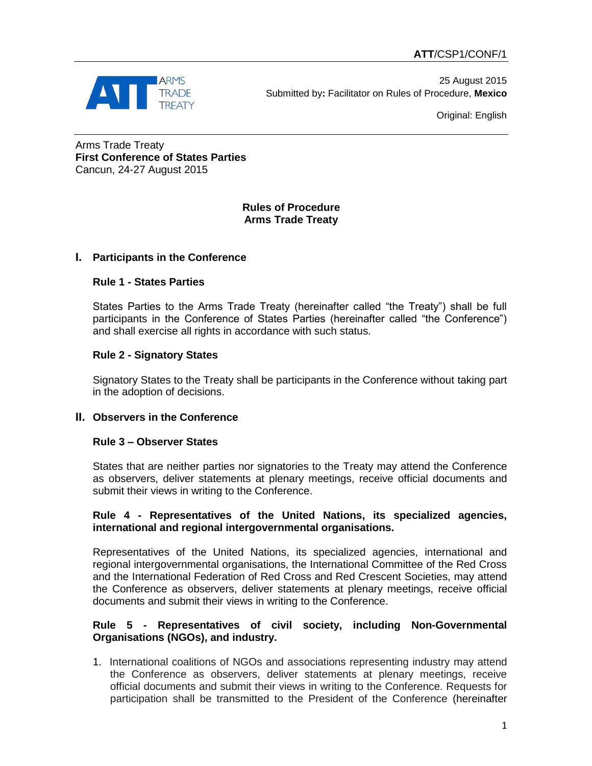**ATT**/CSP1/CONF/1

ARMS TRADE TREATY

25 August 2015
Submitted by**:** Facilitator on Rules of Procedure, **Mexico**

Original: English

Arms Trade Treaty
**First Conference of States Parties**
Cancun, 24-27 August 2015

# Rules of Procedure
# Arms Trade Treaty

## I. Participants in the Conference

### Rule 1 - States Parties

States Parties to the Arms Trade Treaty (hereinafter called "the Treaty") shall be full participants in the Conference of States Parties (hereinafter called "the Conference") and shall exercise all rights in accordance with such status.

### Rule 2 - Signatory States

Signatory States to the Treaty shall be participants in the Conference without taking part in the adoption of decisions.

## II. Observers in the Conference

### Rule 3 – Observer States

States that are neither parties nor signatories to the Treaty may attend the Conference as observers, deliver statements at plenary meetings, receive official documents and submit their views in writing to the Conference.

### Rule 4 - Representatives of the United Nations, its specialized agencies, international and regional intergovernmental organisations.

Representatives of the United Nations, its specialized agencies, international and regional intergovernmental organisations, the International Committee of the Red Cross and the International Federation of Red Cross and Red Crescent Societies, may attend the Conference as observers, deliver statements at plenary meetings, receive official documents and submit their views in writing to the Conference.

### Rule 5 - Representatives of civil society, including Non-Governmental Organisations (NGOs), and industry.

1. International coalitions of NGOs and associations representing industry may attend the Conference as observers, deliver statements at plenary meetings, receive official documents and submit their views in writing to the Conference. Requests for participation shall be transmitted to the President of the Conference (hereinafter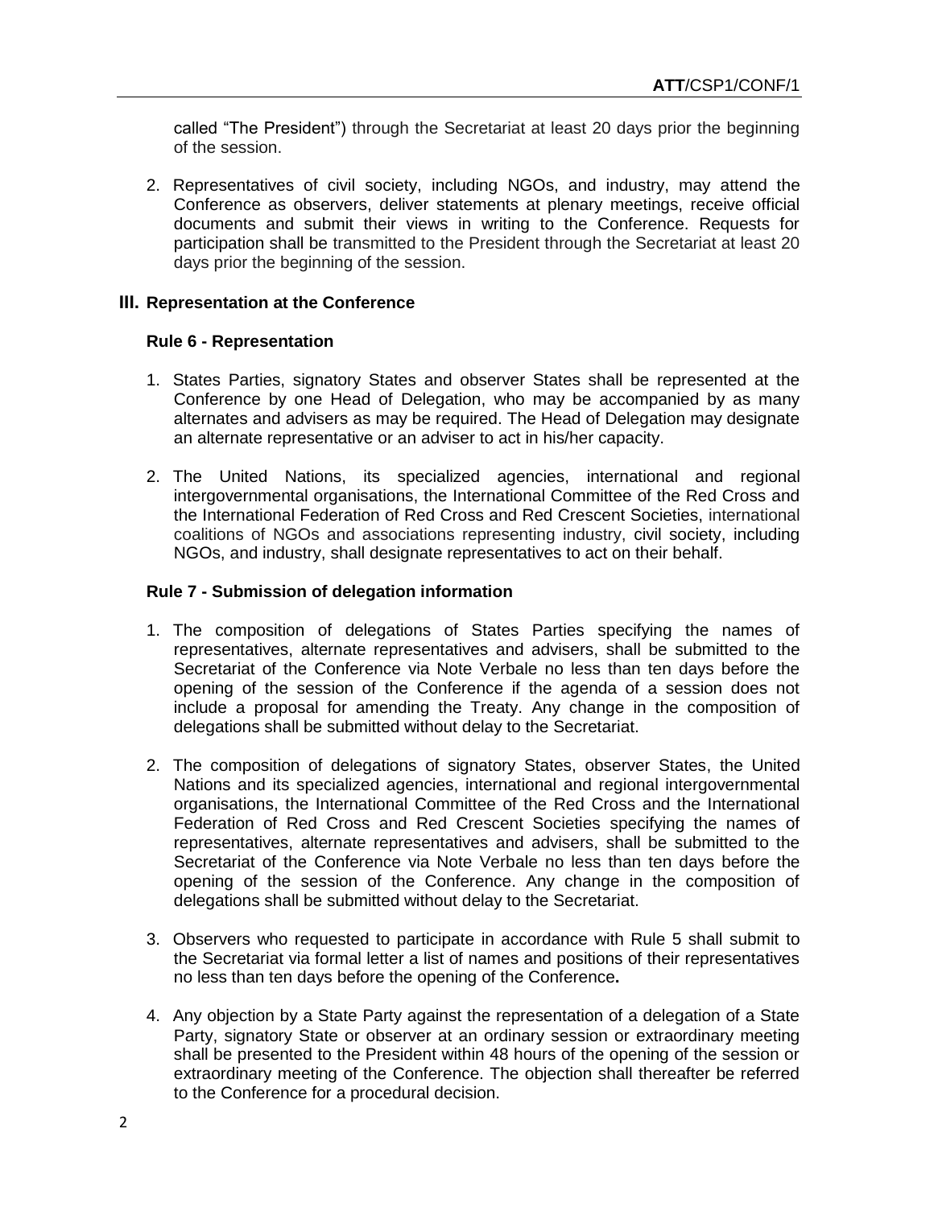called "The President") through the Secretariat at least 20 days prior the beginning of the session.

2. Representatives of civil society, including NGOs, and industry, may attend the Conference as observers, deliver statements at plenary meetings, receive official documents and submit their views in writing to the Conference. Requests for participation shall be transmitted to the President through the Secretariat at least 20 days prior the beginning of the session.

## III. Representation at the Conference

### Rule 6 - Representation

1. States Parties, signatory States and observer States shall be represented at the Conference by one Head of Delegation, who may be accompanied by as many alternates and advisers as may be required. The Head of Delegation may designate an alternate representative or an adviser to act in his/her capacity.

2. The United Nations, its specialized agencies, international and regional intergovernmental organisations, the International Committee of the Red Cross and the International Federation of Red Cross and Red Crescent Societies, international coalitions of NGOs and associations representing industry, civil society, including NGOs, and industry, shall designate representatives to act on their behalf.

### Rule 7 - Submission of delegation information

1. The composition of delegations of States Parties specifying the names of representatives, alternate representatives and advisers, shall be submitted to the Secretariat of the Conference via Note Verbale no less than ten days before the opening of the session of the Conference if the agenda of a session does not include a proposal for amending the Treaty. Any change in the composition of delegations shall be submitted without delay to the Secretariat.

2. The composition of delegations of signatory States, observer States, the United Nations and its specialized agencies, international and regional intergovernmental organisations, the International Committee of the Red Cross and the International Federation of Red Cross and Red Crescent Societies specifying the names of representatives, alternate representatives and advisers, shall be submitted to the Secretariat of the Conference via Note Verbale no less than ten days before the opening of the session of the Conference. Any change in the composition of delegations shall be submitted without delay to the Secretariat.

3. Observers who requested to participate in accordance with Rule 5 shall submit to the Secretariat via formal letter a list of names and positions of their representatives no less than ten days before the opening of the Conference**.**

4. Any objection by a State Party against the representation of a delegation of a State Party, signatory State or observer at an ordinary session or extraordinary meeting shall be presented to the President within 48 hours of the opening of the session or extraordinary meeting of the Conference. The objection shall thereafter be referred to the Conference for a procedural decision.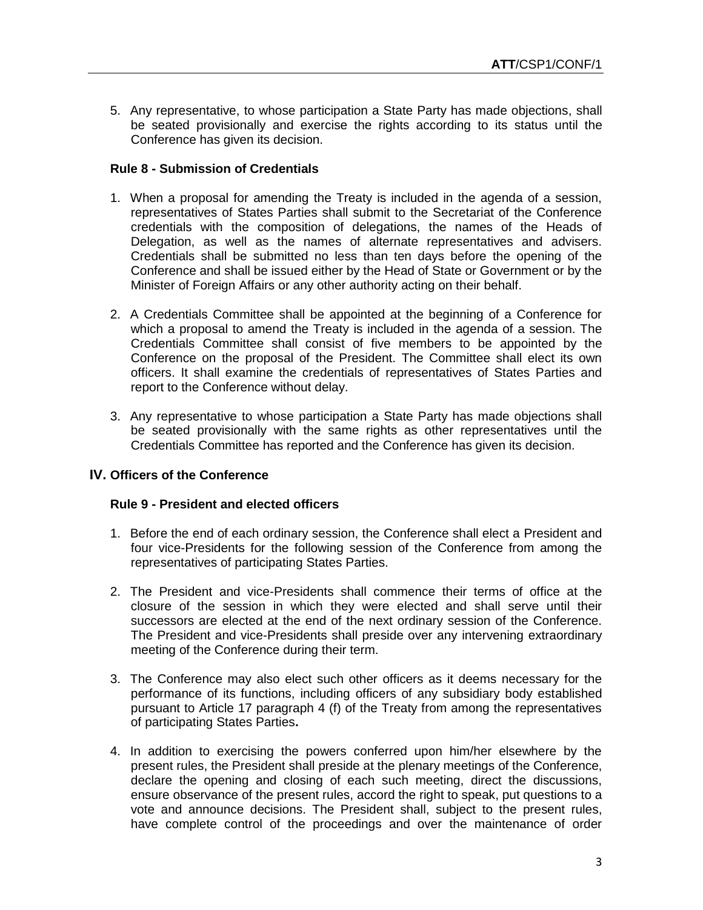5. Any representative, to whose participation a State Party has made objections, shall be seated provisionally and exercise the rights according to its status until the Conference has given its decision.

### Rule 8 - Submission of Credentials

1. When a proposal for amending the Treaty is included in the agenda of a session, representatives of States Parties shall submit to the Secretariat of the Conference credentials with the composition of delegations, the names of the Heads of Delegation, as well as the names of alternate representatives and advisers. Credentials shall be submitted no less than ten days before the opening of the Conference and shall be issued either by the Head of State or Government or by the Minister of Foreign Affairs or any other authority acting on their behalf.

2. A Credentials Committee shall be appointed at the beginning of a Conference for which a proposal to amend the Treaty is included in the agenda of a session. The Credentials Committee shall consist of five members to be appointed by the Conference on the proposal of the President. The Committee shall elect its own officers. It shall examine the credentials of representatives of States Parties and report to the Conference without delay.

3. Any representative to whose participation a State Party has made objections shall be seated provisionally with the same rights as other representatives until the Credentials Committee has reported and the Conference has given its decision.

## IV. Officers of the Conference

### Rule 9 - President and elected officers

1. Before the end of each ordinary session, the Conference shall elect a President and four vice-Presidents for the following session of the Conference from among the representatives of participating States Parties.

2. The President and vice-Presidents shall commence their terms of office at the closure of the session in which they were elected and shall serve until their successors are elected at the end of the next ordinary session of the Conference. The President and vice-Presidents shall preside over any intervening extraordinary meeting of the Conference during their term.

3. The Conference may also elect such other officers as it deems necessary for the performance of its functions, including officers of any subsidiary body established pursuant to Article 17 paragraph 4 (f) of the Treaty from among the representatives of participating States Parties**.**

4. In addition to exercising the powers conferred upon him/her elsewhere by the present rules, the President shall preside at the plenary meetings of the Conference, declare the opening and closing of each such meeting, direct the discussions, ensure observance of the present rules, accord the right to speak, put questions to a vote and announce decisions. The President shall, subject to the present rules, have complete control of the proceedings and over the maintenance of order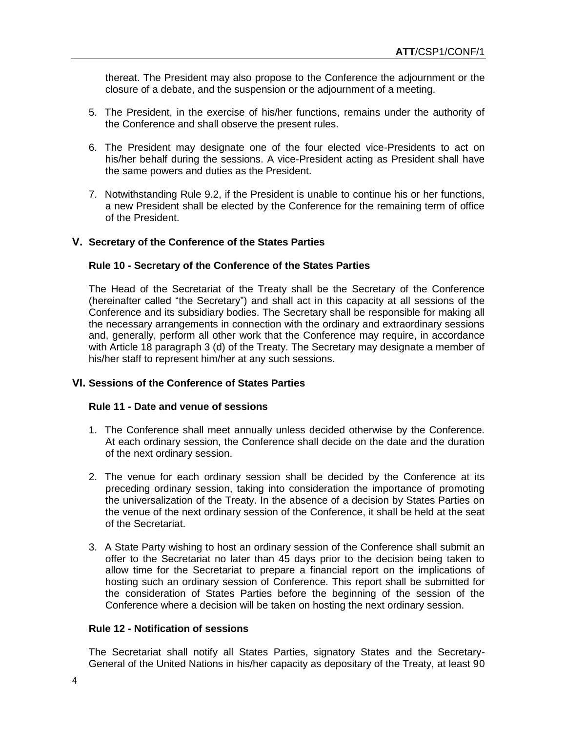thereat. The President may also propose to the Conference the adjournment or the closure of a debate, and the suspension or the adjournment of a meeting.

5. The President, in the exercise of his/her functions, remains under the authority of the Conference and shall observe the present rules.

6. The President may designate one of the four elected vice-Presidents to act on his/her behalf during the sessions. A vice-President acting as President shall have the same powers and duties as the President.

7. Notwithstanding Rule 9.2, if the President is unable to continue his or her functions, a new President shall be elected by the Conference for the remaining term of office of the President.

## V. Secretary of the Conference of the States Parties

### Rule 10 - Secretary of the Conference of the States Parties

The Head of the Secretariat of the Treaty shall be the Secretary of the Conference (hereinafter called "the Secretary") and shall act in this capacity at all sessions of the Conference and its subsidiary bodies. The Secretary shall be responsible for making all the necessary arrangements in connection with the ordinary and extraordinary sessions and, generally, perform all other work that the Conference may require, in accordance with Article 18 paragraph 3 (d) of the Treaty. The Secretary may designate a member of his/her staff to represent him/her at any such sessions.

## VI. Sessions of the Conference of States Parties

### Rule 11 - Date and venue of sessions

1. The Conference shall meet annually unless decided otherwise by the Conference. At each ordinary session, the Conference shall decide on the date and the duration of the next ordinary session.

2. The venue for each ordinary session shall be decided by the Conference at its preceding ordinary session, taking into consideration the importance of promoting the universalization of the Treaty. In the absence of a decision by States Parties on the venue of the next ordinary session of the Conference, it shall be held at the seat of the Secretariat.

3. A State Party wishing to host an ordinary session of the Conference shall submit an offer to the Secretariat no later than 45 days prior to the decision being taken to allow time for the Secretariat to prepare a financial report on the implications of hosting such an ordinary session of Conference. This report shall be submitted for the consideration of States Parties before the beginning of the session of the Conference where a decision will be taken on hosting the next ordinary session.

### Rule 12 - Notification of sessions

The Secretariat shall notify all States Parties, signatory States and the Secretary-General of the United Nations in his/her capacity as depositary of the Treaty, at least 90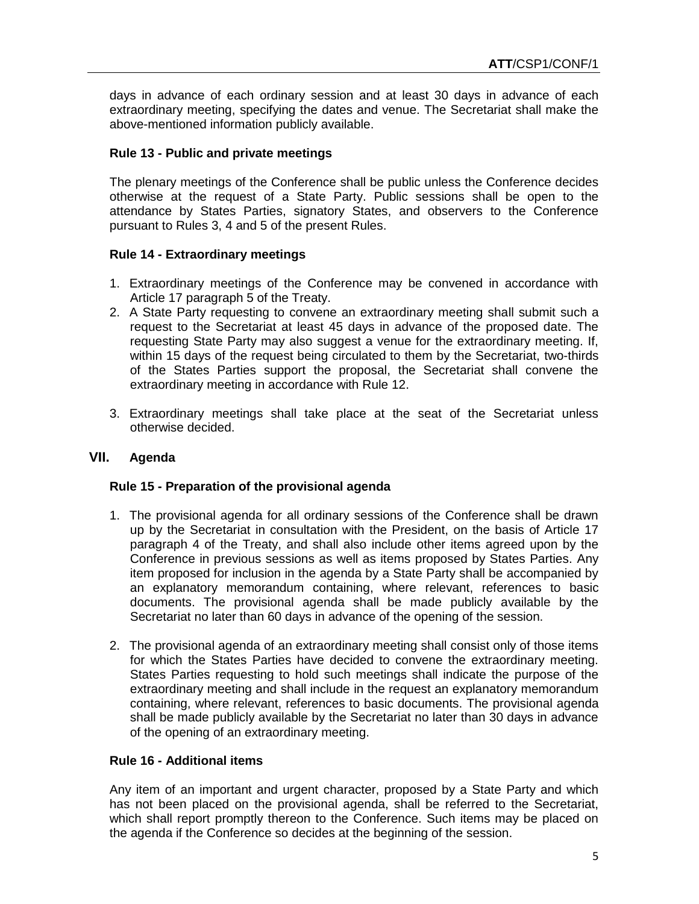days in advance of each ordinary session and at least 30 days in advance of each extraordinary meeting, specifying the dates and venue. The Secretariat shall make the above-mentioned information publicly available.

### Rule 13 - Public and private meetings

The plenary meetings of the Conference shall be public unless the Conference decides otherwise at the request of a State Party. Public sessions shall be open to the attendance by States Parties, signatory States, and observers to the Conference pursuant to Rules 3, 4 and 5 of the present Rules.

### Rule 14 - Extraordinary meetings

1. Extraordinary meetings of the Conference may be convened in accordance with Article 17 paragraph 5 of the Treaty.
2. A State Party requesting to convene an extraordinary meeting shall submit such a request to the Secretariat at least 45 days in advance of the proposed date. The requesting State Party may also suggest a venue for the extraordinary meeting. If, within 15 days of the request being circulated to them by the Secretariat, two-thirds of the States Parties support the proposal, the Secretariat shall convene the extraordinary meeting in accordance with Rule 12.
3. Extraordinary meetings shall take place at the seat of the Secretariat unless otherwise decided.

## VII. Agenda

### Rule 15 - Preparation of the provisional agenda

1. The provisional agenda for all ordinary sessions of the Conference shall be drawn up by the Secretariat in consultation with the President, on the basis of Article 17 paragraph 4 of the Treaty, and shall also include other items agreed upon by the Conference in previous sessions as well as items proposed by States Parties. Any item proposed for inclusion in the agenda by a State Party shall be accompanied by an explanatory memorandum containing, where relevant, references to basic documents. The provisional agenda shall be made publicly available by the Secretariat no later than 60 days in advance of the opening of the session.
2. The provisional agenda of an extraordinary meeting shall consist only of those items for which the States Parties have decided to convene the extraordinary meeting. States Parties requesting to hold such meetings shall indicate the purpose of the extraordinary meeting and shall include in the request an explanatory memorandum containing, where relevant, references to basic documents. The provisional agenda shall be made publicly available by the Secretariat no later than 30 days in advance of the opening of an extraordinary meeting.

### Rule 16 - Additional items

Any item of an important and urgent character, proposed by a State Party and which has not been placed on the provisional agenda, shall be referred to the Secretariat, which shall report promptly thereon to the Conference. Such items may be placed on the agenda if the Conference so decides at the beginning of the session.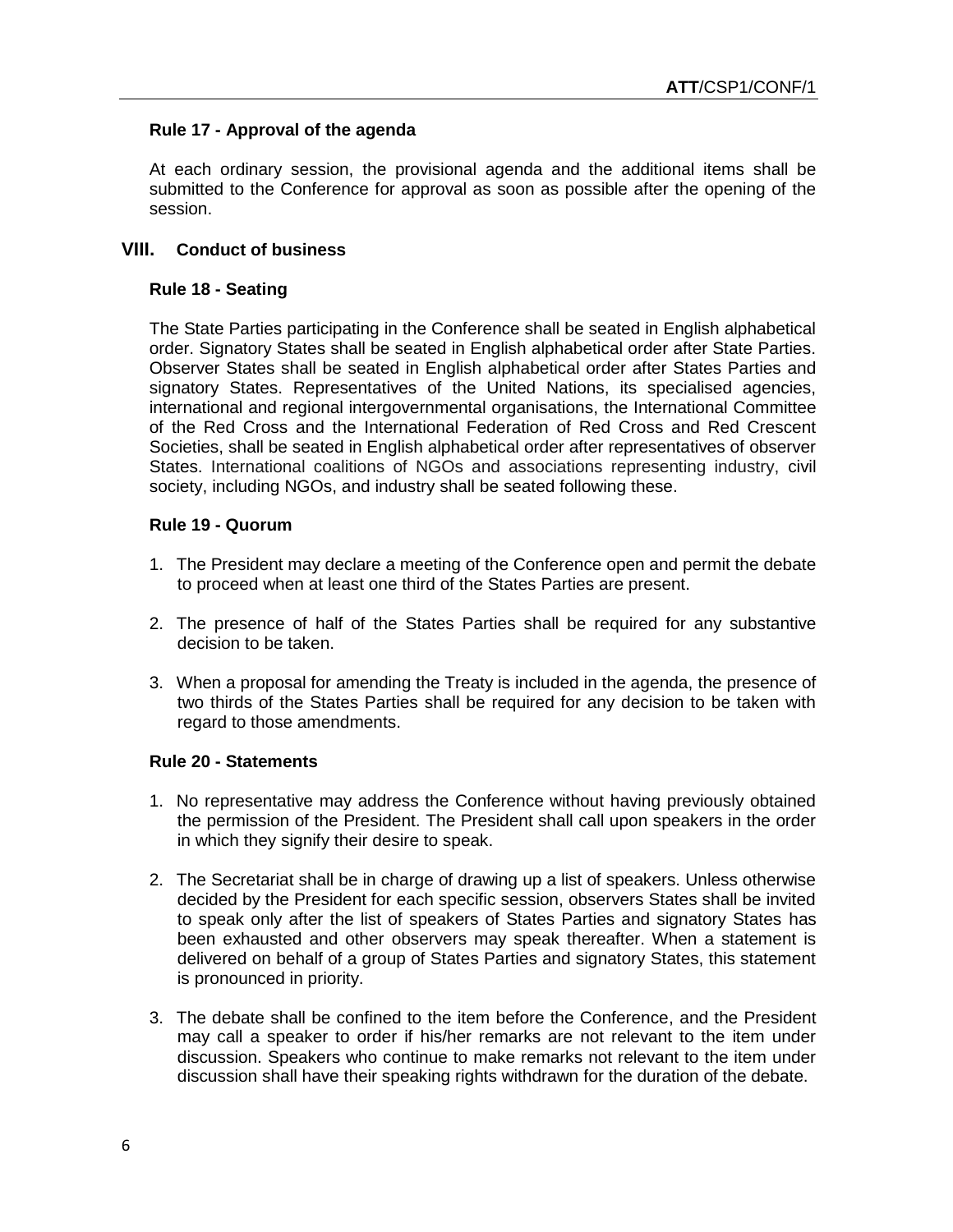### Rule 17 - Approval of the agenda

At each ordinary session, the provisional agenda and the additional items shall be submitted to the Conference for approval as soon as possible after the opening of the session.

## VIII. Conduct of business

### Rule 18 - Seating

The State Parties participating in the Conference shall be seated in English alphabetical order. Signatory States shall be seated in English alphabetical order after State Parties. Observer States shall be seated in English alphabetical order after States Parties and signatory States. Representatives of the United Nations, its specialised agencies, international and regional intergovernmental organisations, the International Committee of the Red Cross and the International Federation of Red Cross and Red Crescent Societies, shall be seated in English alphabetical order after representatives of observer States. International coalitions of NGOs and associations representing industry, civil society, including NGOs, and industry shall be seated following these.

### Rule 19 - Quorum

1. The President may declare a meeting of the Conference open and permit the debate to proceed when at least one third of the States Parties are present.

2. The presence of half of the States Parties shall be required for any substantive decision to be taken.

3. When a proposal for amending the Treaty is included in the agenda, the presence of two thirds of the States Parties shall be required for any decision to be taken with regard to those amendments.

### Rule 20 - Statements

1. No representative may address the Conference without having previously obtained the permission of the President. The President shall call upon speakers in the order in which they signify their desire to speak.

2. The Secretariat shall be in charge of drawing up a list of speakers. Unless otherwise decided by the President for each specific session, observers States shall be invited to speak only after the list of speakers of States Parties and signatory States has been exhausted and other observers may speak thereafter. When a statement is delivered on behalf of a group of States Parties and signatory States, this statement is pronounced in priority.

3. The debate shall be confined to the item before the Conference, and the President may call a speaker to order if his/her remarks are not relevant to the item under discussion. Speakers who continue to make remarks not relevant to the item under discussion shall have their speaking rights withdrawn for the duration of the debate.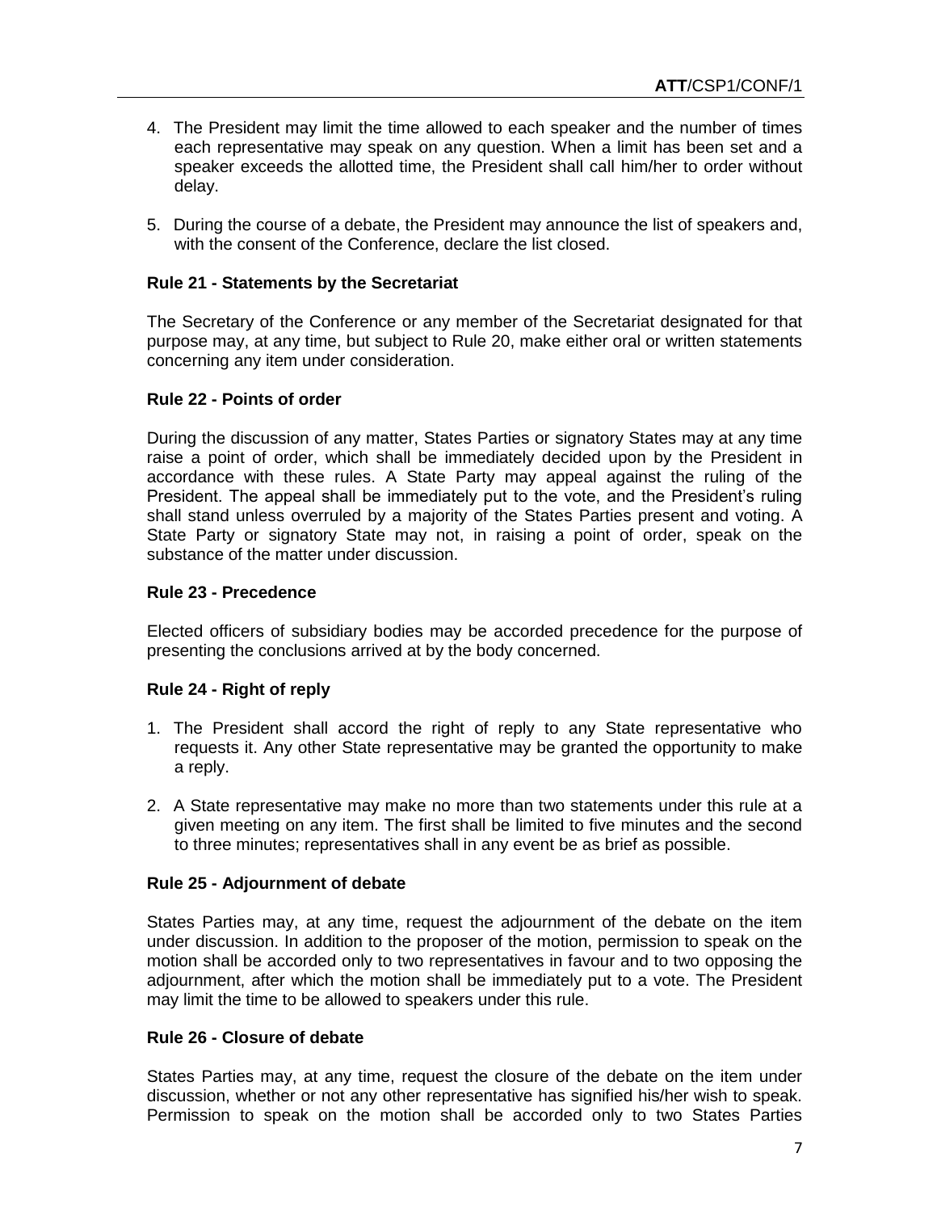4. The President may limit the time allowed to each speaker and the number of times each representative may speak on any question. When a limit has been set and a speaker exceeds the allotted time, the President shall call him/her to order without delay.

5. During the course of a debate, the President may announce the list of speakers and, with the consent of the Conference, declare the list closed.

**Rule 21 - Statements by the Secretariat**

The Secretary of the Conference or any member of the Secretariat designated for that purpose may, at any time, but subject to Rule 20, make either oral or written statements concerning any item under consideration.

**Rule 22 - Points of order**

During the discussion of any matter, States Parties or signatory States may at any time raise a point of order, which shall be immediately decided upon by the President in accordance with these rules. A State Party may appeal against the ruling of the President. The appeal shall be immediately put to the vote, and the President's ruling shall stand unless overruled by a majority of the States Parties present and voting. A State Party or signatory State may not, in raising a point of order, speak on the substance of the matter under discussion.

**Rule 23 - Precedence**

Elected officers of subsidiary bodies may be accorded precedence for the purpose of presenting the conclusions arrived at by the body concerned.

**Rule 24 - Right of reply**

1. The President shall accord the right of reply to any State representative who requests it. Any other State representative may be granted the opportunity to make a reply.

2. A State representative may make no more than two statements under this rule at a given meeting on any item. The first shall be limited to five minutes and the second to three minutes; representatives shall in any event be as brief as possible.

**Rule 25 - Adjournment of debate**

States Parties may, at any time, request the adjournment of the debate on the item under discussion. In addition to the proposer of the motion, permission to speak on the motion shall be accorded only to two representatives in favour and to two opposing the adjournment, after which the motion shall be immediately put to a vote. The President may limit the time to be allowed to speakers under this rule.

**Rule 26 - Closure of debate**

States Parties may, at any time, request the closure of the debate on the item under discussion, whether or not any other representative has signified his/her wish to speak. Permission to speak on the motion shall be accorded only to two States Parties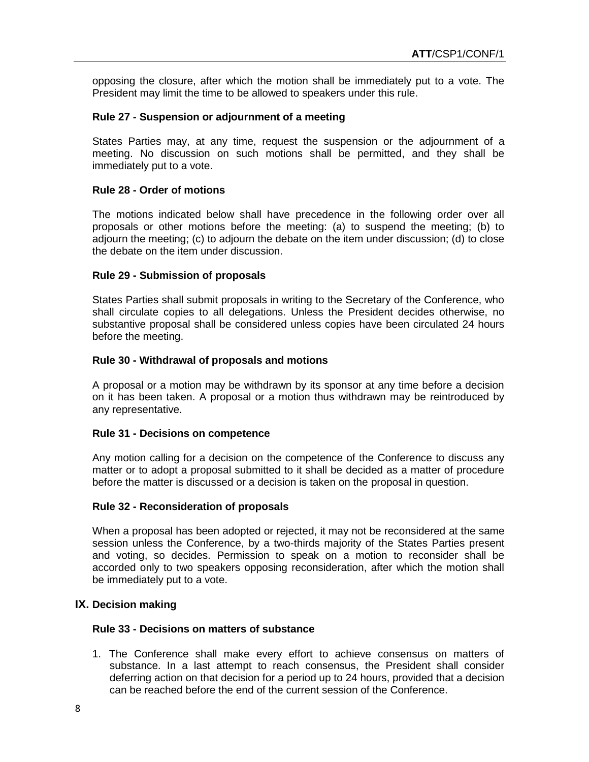opposing the closure, after which the motion shall be immediately put to a vote. The President may limit the time to be allowed to speakers under this rule.

### Rule 27 - Suspension or adjournment of a meeting

States Parties may, at any time, request the suspension or the adjournment of a meeting. No discussion on such motions shall be permitted, and they shall be immediately put to a vote.

### Rule 28 - Order of motions

The motions indicated below shall have precedence in the following order over all proposals or other motions before the meeting: (a) to suspend the meeting; (b) to adjourn the meeting; (c) to adjourn the debate on the item under discussion; (d) to close the debate on the item under discussion.

### Rule 29 - Submission of proposals

States Parties shall submit proposals in writing to the Secretary of the Conference, who shall circulate copies to all delegations. Unless the President decides otherwise, no substantive proposal shall be considered unless copies have been circulated 24 hours before the meeting.

### Rule 30 - Withdrawal of proposals and motions

A proposal or a motion may be withdrawn by its sponsor at any time before a decision on it has been taken. A proposal or a motion thus withdrawn may be reintroduced by any representative.

### Rule 31 - Decisions on competence

Any motion calling for a decision on the competence of the Conference to discuss any matter or to adopt a proposal submitted to it shall be decided as a matter of procedure before the matter is discussed or a decision is taken on the proposal in question.

### Rule 32 - Reconsideration of proposals

When a proposal has been adopted or rejected, it may not be reconsidered at the same session unless the Conference, by a two-thirds majority of the States Parties present and voting, so decides. Permission to speak on a motion to reconsider shall be accorded only to two speakers opposing reconsideration, after which the motion shall be immediately put to a vote.

## IX. Decision making

### Rule 33 - Decisions on matters of substance

1. The Conference shall make every effort to achieve consensus on matters of substance. In a last attempt to reach consensus, the President shall consider deferring action on that decision for a period up to 24 hours, provided that a decision can be reached before the end of the current session of the Conference.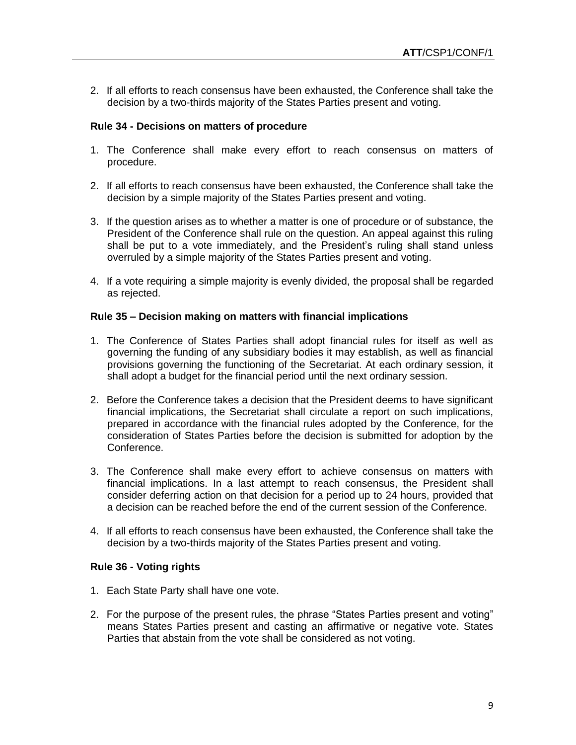2. If all efforts to reach consensus have been exhausted, the Conference shall take the decision by a two-thirds majority of the States Parties present and voting.

**Rule 34 - Decisions on matters of procedure**

1. The Conference shall make every effort to reach consensus on matters of procedure.

2. If all efforts to reach consensus have been exhausted, the Conference shall take the decision by a simple majority of the States Parties present and voting.

3. If the question arises as to whether a matter is one of procedure or of substance, the President of the Conference shall rule on the question. An appeal against this ruling shall be put to a vote immediately, and the President's ruling shall stand unless overruled by a simple majority of the States Parties present and voting.

4. If a vote requiring a simple majority is evenly divided, the proposal shall be regarded as rejected.

**Rule 35 – Decision making on matters with financial implications**

1. The Conference of States Parties shall adopt financial rules for itself as well as governing the funding of any subsidiary bodies it may establish, as well as financial provisions governing the functioning of the Secretariat. At each ordinary session, it shall adopt a budget for the financial period until the next ordinary session.

2. Before the Conference takes a decision that the President deems to have significant financial implications, the Secretariat shall circulate a report on such implications, prepared in accordance with the financial rules adopted by the Conference, for the consideration of States Parties before the decision is submitted for adoption by the Conference.

3. The Conference shall make every effort to achieve consensus on matters with financial implications. In a last attempt to reach consensus, the President shall consider deferring action on that decision for a period up to 24 hours, provided that a decision can be reached before the end of the current session of the Conference.

4. If all efforts to reach consensus have been exhausted, the Conference shall take the decision by a two-thirds majority of the States Parties present and voting.

**Rule 36 - Voting rights**

1. Each State Party shall have one vote.

2. For the purpose of the present rules, the phrase "States Parties present and voting" means States Parties present and casting an affirmative or negative vote. States Parties that abstain from the vote shall be considered as not voting.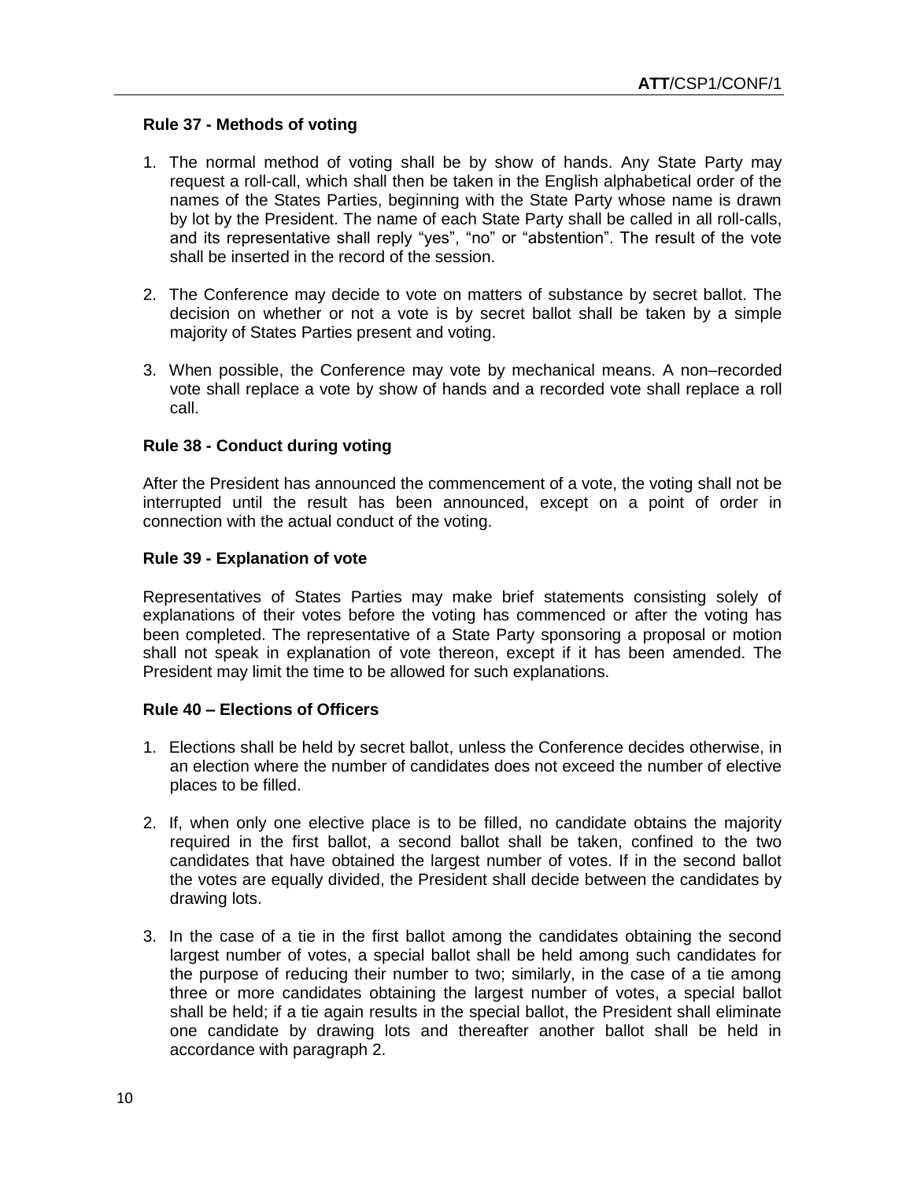#### Rule 37 - Methods of voting

1. The normal method of voting shall be by show of hands. Any State Party may request a roll-call, which shall then be taken in the English alphabetical order of the names of the States Parties, beginning with the State Party whose name is drawn by lot by the President. The name of each State Party shall be called in all roll-calls, and its representative shall reply "yes", "no" or "abstention". The result of the vote shall be inserted in the record of the session.

2. The Conference may decide to vote on matters of substance by secret ballot. The decision on whether or not a vote is by secret ballot shall be taken by a simple majority of States Parties present and voting.

3. When possible, the Conference may vote by mechanical means. A non–recorded vote shall replace a vote by show of hands and a recorded vote shall replace a roll call.

#### Rule 38 - Conduct during voting

After the President has announced the commencement of a vote, the voting shall not be interrupted until the result has been announced, except on a point of order in connection with the actual conduct of the voting.

#### Rule 39 - Explanation of vote

Representatives of States Parties may make brief statements consisting solely of explanations of their votes before the voting has commenced or after the voting has been completed. The representative of a State Party sponsoring a proposal or motion shall not speak in explanation of vote thereon, except if it has been amended. The President may limit the time to be allowed for such explanations.

#### Rule 40 – Elections of Officers

1. Elections shall be held by secret ballot, unless the Conference decides otherwise, in an election where the number of candidates does not exceed the number of elective places to be filled.

2. If, when only one elective place is to be filled, no candidate obtains the majority required in the first ballot, a second ballot shall be taken, confined to the two candidates that have obtained the largest number of votes. If in the second ballot the votes are equally divided, the President shall decide between the candidates by drawing lots.

3. In the case of a tie in the first ballot among the candidates obtaining the second largest number of votes, a special ballot shall be held among such candidates for the purpose of reducing their number to two; similarly, in the case of a tie among three or more candidates obtaining the largest number of votes, a special ballot shall be held; if a tie again results in the special ballot, the President shall eliminate one candidate by drawing lots and thereafter another ballot shall be held in accordance with paragraph 2.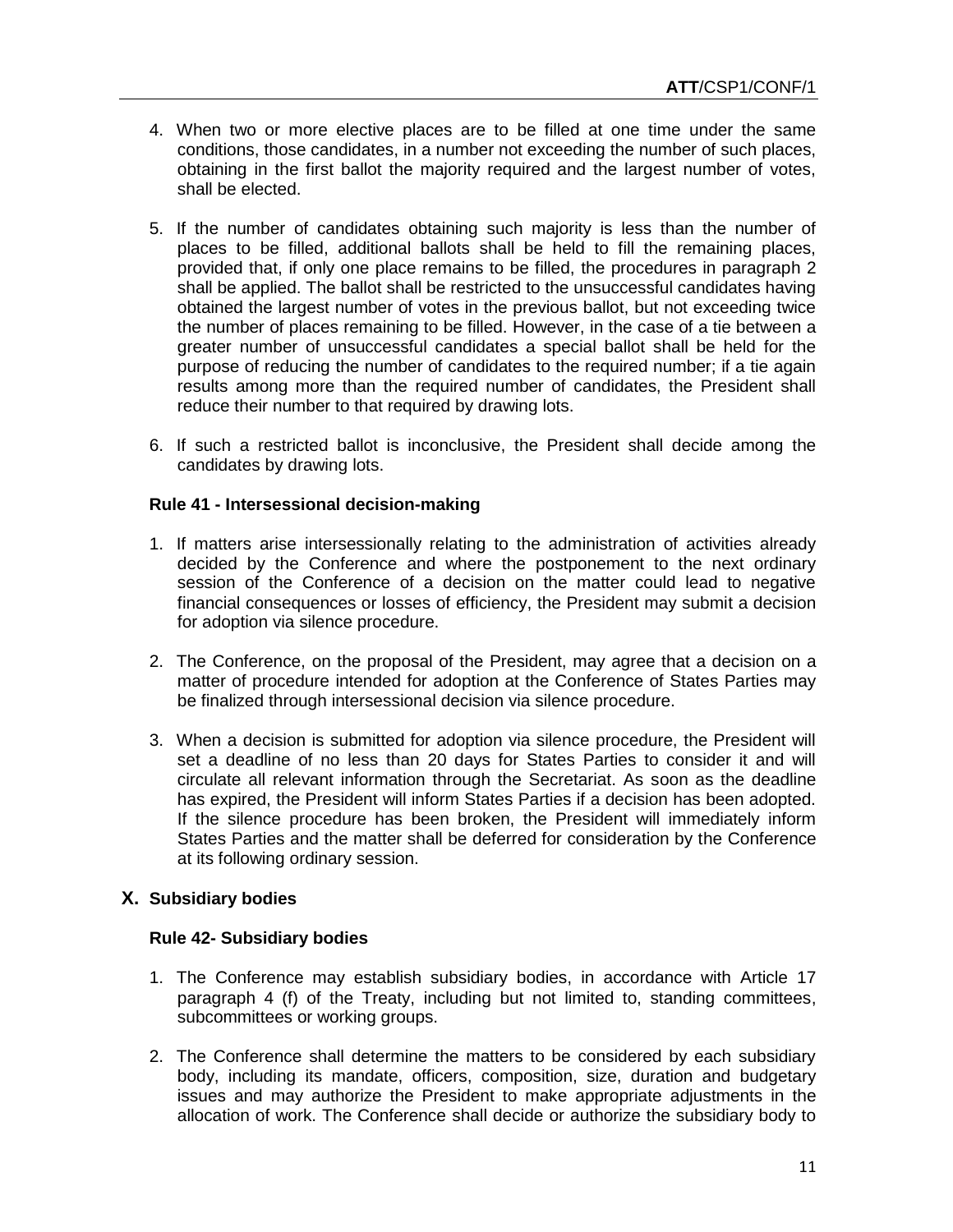4. When two or more elective places are to be filled at one time under the same conditions, those candidates, in a number not exceeding the number of such places, obtaining in the first ballot the majority required and the largest number of votes, shall be elected.

5. If the number of candidates obtaining such majority is less than the number of places to be filled, additional ballots shall be held to fill the remaining places, provided that, if only one place remains to be filled, the procedures in paragraph 2 shall be applied. The ballot shall be restricted to the unsuccessful candidates having obtained the largest number of votes in the previous ballot, but not exceeding twice the number of places remaining to be filled. However, in the case of a tie between a greater number of unsuccessful candidates a special ballot shall be held for the purpose of reducing the number of candidates to the required number; if a tie again results among more than the required number of candidates, the President shall reduce their number to that required by drawing lots.

6. If such a restricted ballot is inconclusive, the President shall decide among the candidates by drawing lots.

### Rule 41 - Intersessional decision-making

1. If matters arise intersessionally relating to the administration of activities already decided by the Conference and where the postponement to the next ordinary session of the Conference of a decision on the matter could lead to negative financial consequences or losses of efficiency, the President may submit a decision for adoption via silence procedure.

2. The Conference, on the proposal of the President, may agree that a decision on a matter of procedure intended for adoption at the Conference of States Parties may be finalized through intersessional decision via silence procedure.

3. When a decision is submitted for adoption via silence procedure, the President will set a deadline of no less than 20 days for States Parties to consider it and will circulate all relevant information through the Secretariat. As soon as the deadline has expired, the President will inform States Parties if a decision has been adopted. If the silence procedure has been broken, the President will immediately inform States Parties and the matter shall be deferred for consideration by the Conference at its following ordinary session.

## X. Subsidiary bodies

### Rule 42- Subsidiary bodies

1. The Conference may establish subsidiary bodies, in accordance with Article 17 paragraph 4 (f) of the Treaty, including but not limited to, standing committees, subcommittees or working groups.

2. The Conference shall determine the matters to be considered by each subsidiary body, including its mandate, officers, composition, size, duration and budgetary issues and may authorize the President to make appropriate adjustments in the allocation of work. The Conference shall decide or authorize the subsidiary body to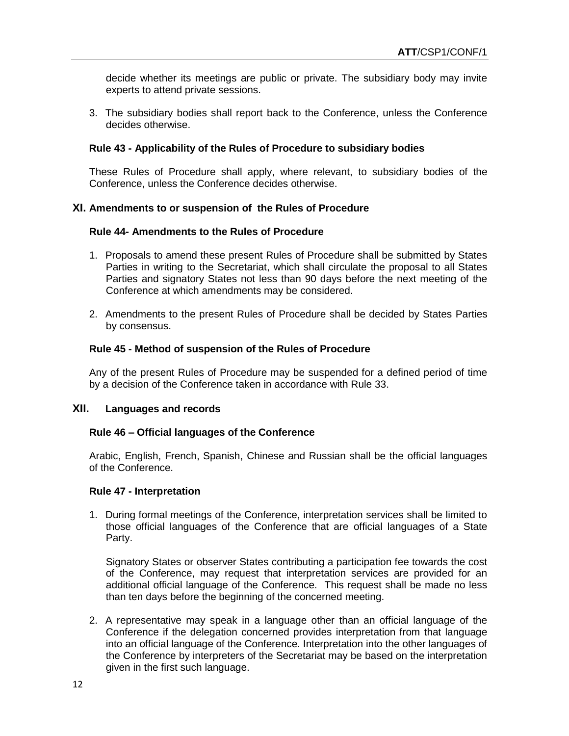decide whether its meetings are public or private. The subsidiary body may invite experts to attend private sessions.

3. The subsidiary bodies shall report back to the Conference, unless the Conference decides otherwise.

### Rule 43 - Applicability of the Rules of Procedure to subsidiary bodies

These Rules of Procedure shall apply, where relevant, to subsidiary bodies of the Conference, unless the Conference decides otherwise.

## XI. Amendments to or suspension of the Rules of Procedure

### Rule 44- Amendments to the Rules of Procedure

1. Proposals to amend these present Rules of Procedure shall be submitted by States Parties in writing to the Secretariat, which shall circulate the proposal to all States Parties and signatory States not less than 90 days before the next meeting of the Conference at which amendments may be considered.

2. Amendments to the present Rules of Procedure shall be decided by States Parties by consensus.

### Rule 45 - Method of suspension of the Rules of Procedure

Any of the present Rules of Procedure may be suspended for a defined period of time by a decision of the Conference taken in accordance with Rule 33.

## XII. Languages and records

### Rule 46 – Official languages of the Conference

Arabic, English, French, Spanish, Chinese and Russian shall be the official languages of the Conference.

### Rule 47 - Interpretation

1. During formal meetings of the Conference, interpretation services shall be limited to those official languages of the Conference that are official languages of a State Party.

   Signatory States or observer States contributing a participation fee towards the cost of the Conference, may request that interpretation services are provided for an additional official language of the Conference. This request shall be made no less than ten days before the beginning of the concerned meeting.

2. A representative may speak in a language other than an official language of the Conference if the delegation concerned provides interpretation from that language into an official language of the Conference. Interpretation into the other languages of the Conference by interpreters of the Secretariat may be based on the interpretation given in the first such language.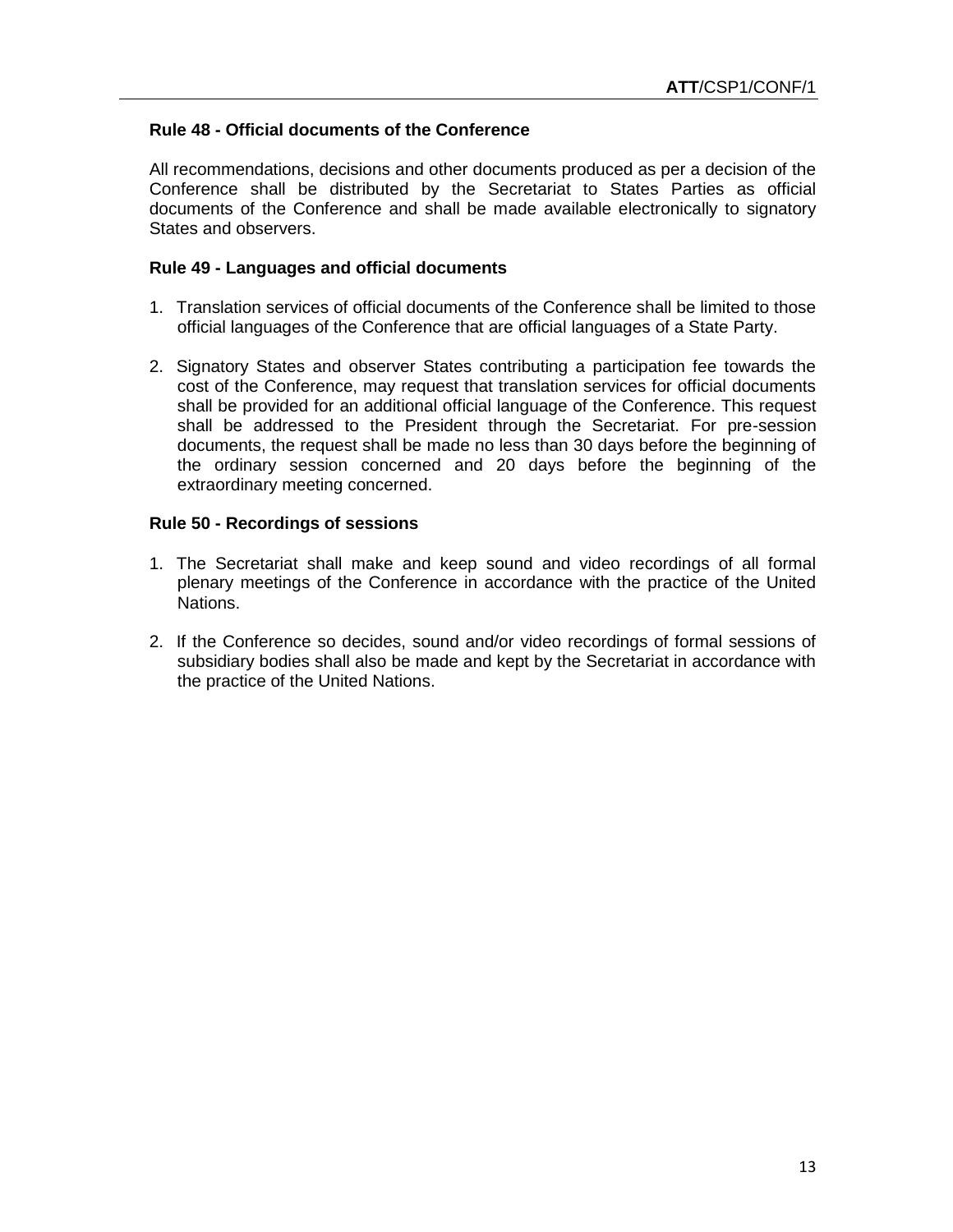**Rule 48 - Official documents of the Conference**

All recommendations, decisions and other documents produced as per a decision of the Conference shall be distributed by the Secretariat to States Parties as official documents of the Conference and shall be made available electronically to signatory States and observers.

**Rule 49 - Languages and official documents**

1. Translation services of official documents of the Conference shall be limited to those official languages of the Conference that are official languages of a State Party.

2. Signatory States and observer States contributing a participation fee towards the cost of the Conference, may request that translation services for official documents shall be provided for an additional official language of the Conference. This request shall be addressed to the President through the Secretariat. For pre-session documents, the request shall be made no less than 30 days before the beginning of the ordinary session concerned and 20 days before the beginning of the extraordinary meeting concerned.

**Rule 50 - Recordings of sessions**

1. The Secretariat shall make and keep sound and video recordings of all formal plenary meetings of the Conference in accordance with the practice of the United Nations.

2. If the Conference so decides, sound and/or video recordings of formal sessions of subsidiary bodies shall also be made and kept by the Secretariat in accordance with the practice of the United Nations.